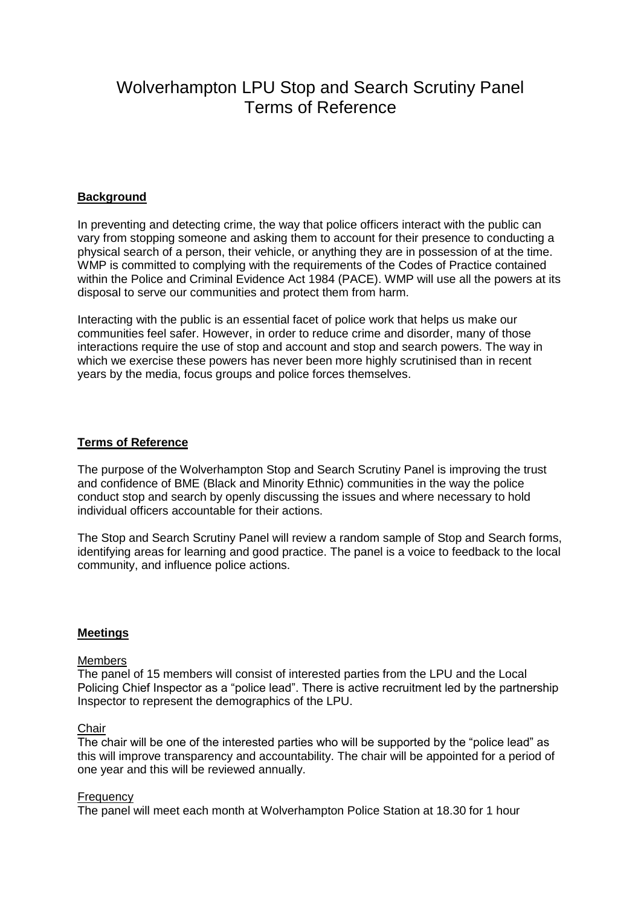# Wolverhampton LPU Stop and Search Scrutiny Panel Terms of Reference

## Background

In preventing and detecting crime, the way that police officers interact with the public can vary from stopping someone and asking them to account for their presence to conducting a physical search of a person, their vehicle, or anything they are in possession of at the time. WMP is committed to complying with the requirements of the Codes of Practice contained within the Police and Criminal Evidence Act 1984 (PACE). WMP will use all the powers at its disposal to serve our communities and protect them from harm.

Interacting with the public is an essential facet of police work that helps us make our communities feel safer. However, in order to reduce crime and disorder, many of those interactions require the use of stop and account and stop and search powers. The way in which we exercise these powers has never been more highly scrutinised than in recent years by the media, focus groups and police forces themselves.

## Terms of Reference

The purpose of the Wolverhampton Stop and Search Scrutiny Panel is improving the trust and confidence of BME (Black and Minority Ethnic) communities in the way the police conduct stop and search by openly discussing the issues and where necessary to hold individual officers accountable for their actions.

The Stop and Search Scrutiny Panel will review a random sample of Stop and Search forms, identifying areas for learning and good practice. The panel is a voice to feedback to the local community, and influence police actions.

## Meetings

### Members

The panel of 15 members will consist of interested parties from the LPU and the Local Policing Chief Inspector as a "police lead". There is active recruitment led by the partnership Inspector to represent the demographics of the LPU.

### Chair

The chair will be one of the interested parties who will be supported by the "police lead" as this will improve transparency and accountability. The chair will be appointed for a period of one year and this will be reviewed annually.

### Frequency

The panel will meet each month at Wolverhampton Police Station at 18.30 for 1 hour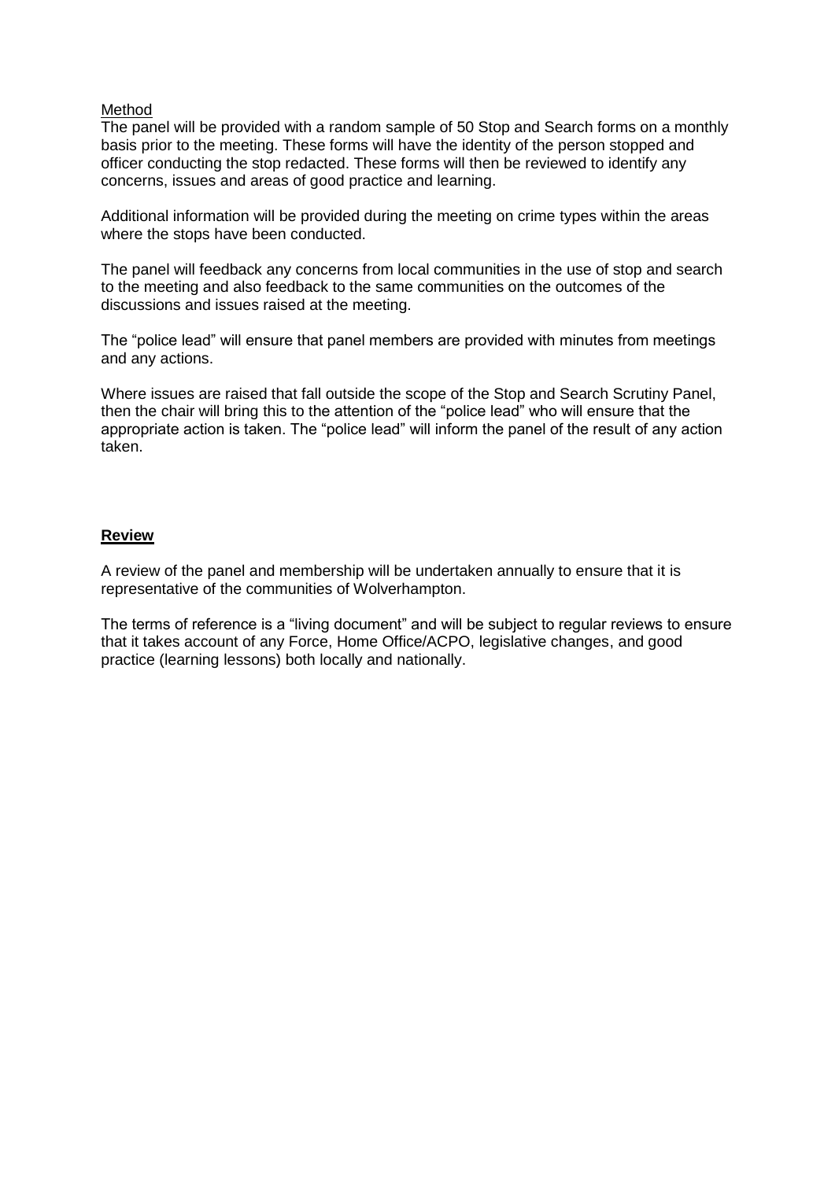Method

The panel will be provided with a random sample of 50 Stop and Search forms on a monthly basis prior to the meeting. These forms will have the identity of the person stopped and officer conducting the stop redacted. These forms will then be reviewed to identify any concerns, issues and areas of good practice and learning.

Additional information will be provided during the meeting on crime types within the areas where the stops have been conducted.

The panel will feedback any concerns from local communities in the use of stop and search to the meeting and also feedback to the same communities on the outcomes of the discussions and issues raised at the meeting.

The "police lead" will ensure that panel members are provided with minutes from meetings and any actions.

Where issues are raised that fall outside the scope of the Stop and Search Scrutiny Panel, then the chair will bring this to the attention of the "police lead" who will ensure that the appropriate action is taken. The "police lead" will inform the panel of the result of any action taken.

## Review

A review of the panel and membership will be undertaken annually to ensure that it is representative of the communities of Wolverhampton.

The terms of reference is a "living document" and will be subject to regular reviews to ensure that it takes account of any Force, Home Office/ACPO, legislative changes, and good practice (learning lessons) both locally and nationally.